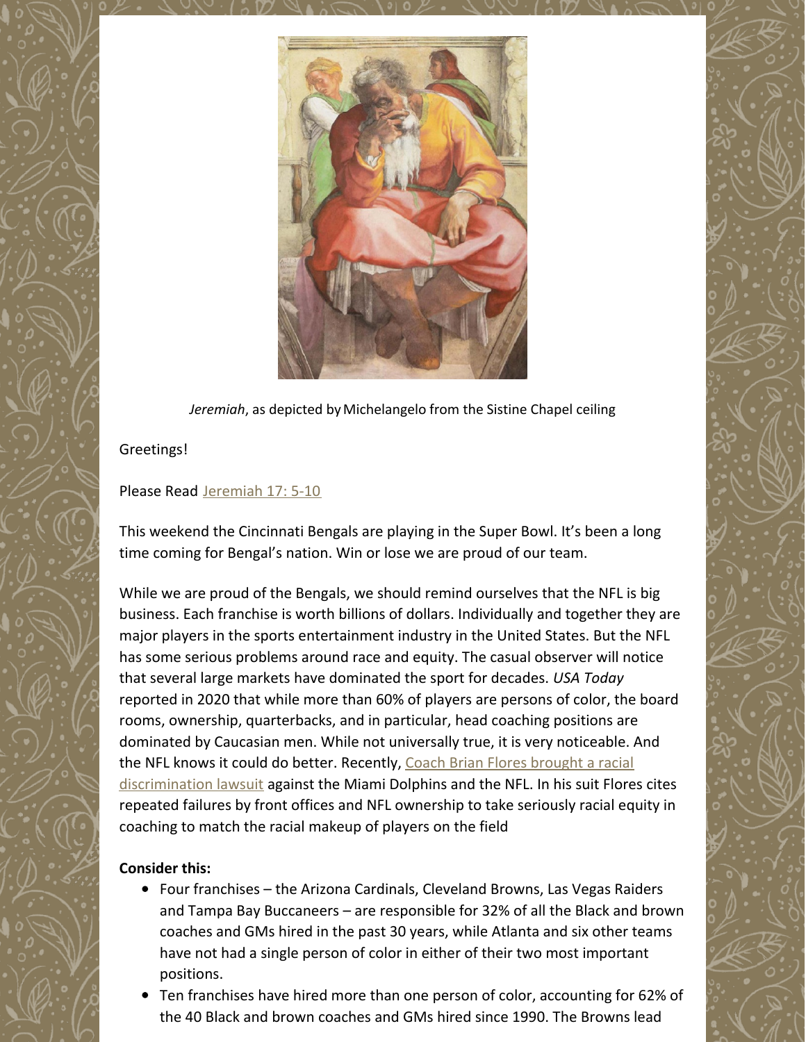*Jeremiah*, as depicted by Michelangelo from the Sistine Chapel ceiling

Greetings!

Please Read Jeremiah 17: 5-10

This weekend the Cincinnati Bengals are playing in the Super Bowl. It's been a long time coming for Bengal's nation. Win or lose we are proud of our team.

While we are proud of the Bengals, we should remind ourselves that the NFL is big business. Each franchise is worth billions of dollars. Individually and together they are major players in the sports entertainment industry in the United States. But the NFL has some serious problems around race and equity. The casual observer will notice that several large markets have dominated the sport for decades. *USA Today* reported in 2020 that while more than 60% of players are persons of color, the board rooms, ownership, quarterbacks, and in particular, head coaching positions are dominated by Caucasian men. While not universally true, it is very noticeable. And the NFL knows it could do better. Recently, Coach Brian Flores brought a racial discrimination lawsuit against the Miami Dolphins and the NFL. In his suit Flores cites repeated failures by front offices and NFL ownership to take seriously racial equity in coaching to match the racial makeup of players on the field

**Consider this:**

- Four franchises – the Arizona Cardinals, Cleveland Browns, Las Vegas Raiders and Tampa Bay Buccaneers – are responsible for 32% of all the Black and brown coaches and GMs hired in the past 30 years, while Atlanta and six other teams have not had a single person of color in either of their two most important positions.
- Ten franchises have hired more than one person of color, accounting for 62% of the 40 Black and brown coaches and GMs hired since 1990. The Browns lead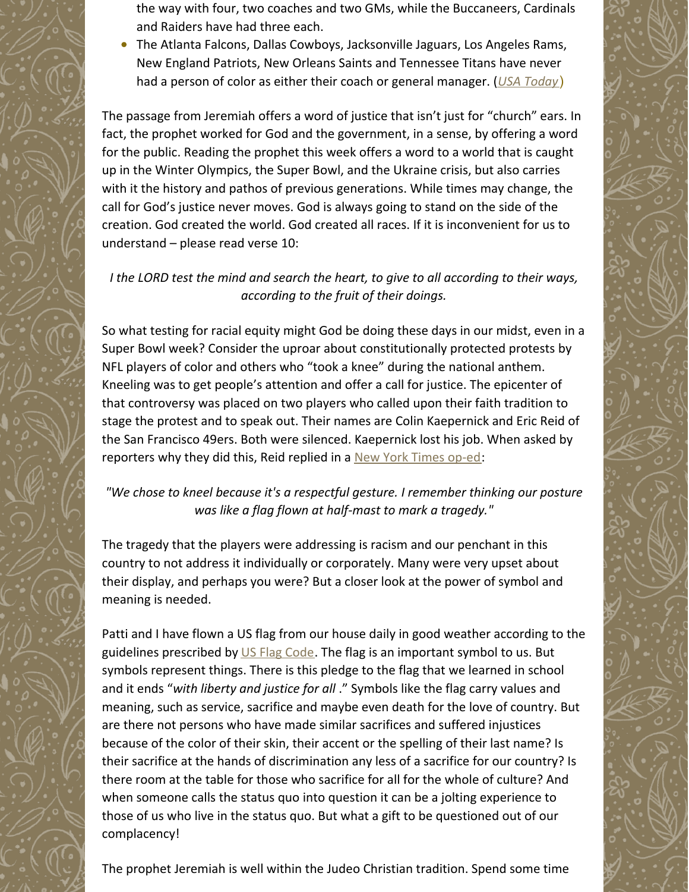the way with four, two coaches and two GMs, while the Buccaneers, Cardinals and Raiders have had three each.

- The Atlanta Falcons, Dallas Cowboys, Jacksonville Jaguars, Los Angeles Rams, New England Patriots, New Orleans Saints and Tennessee Titans have never had a person of color as either their coach or general manager. (*USA Today*)

The passage from Jeremiah offers a word of justice that isn't just for "church" ears. In fact, the prophet worked for God and the government, in a sense, by offering a word for the public. Reading the prophet this week offers a word to a world that is caught up in the Winter Olympics, the Super Bowl, and the Ukraine crisis, but also carries with it the history and pathos of previous generations. While times may change, the call for God's justice never moves. God is always going to stand on the side of the creation. God created the world. God created all races. If it is inconvenient for us to understand – please read verse 10:

*I the LORD test the mind and search the heart, to give to all according to their ways, according to the fruit of their doings.*

So what testing for racial equity might God be doing these days in our midst, even in a Super Bowl week? Consider the uproar about constitutionally protected protests by NFL players of color and others who "took a knee" during the national anthem. Kneeling was to get people's attention and offer a call for justice. The epicenter of that controversy was placed on two players who called upon their faith tradition to stage the protest and to speak out. Their names are Colin Kaepernick and Eric Reid of the San Francisco 49ers. Both were silenced. Kaepernick lost his job. When asked by reporters why they did this, Reid replied in a New York Times op-ed:

*"We chose to kneel because it's a respectful gesture. I remember thinking our posture was like a flag flown at half-mast to mark a tragedy."*

The tragedy that the players were addressing is racism and our penchant in this country to not address it individually or corporately. Many were very upset about their display, and perhaps you were? But a closer look at the power of symbol and meaning is needed.

Patti and I have flown a US flag from our house daily in good weather according to the guidelines prescribed by US Flag Code. The flag is an important symbol to us. But symbols represent things. There is this pledge to the flag that we learned in school and it ends "*with liberty and justice for all* ." Symbols like the flag carry values and meaning, such as service, sacrifice and maybe even death for the love of country. But are there not persons who have made similar sacrifices and suffered injustices because of the color of their skin, their accent or the spelling of their last name? Is their sacrifice at the hands of discrimination any less of a sacrifice for our country? Is there room at the table for those who sacrifice for all for the whole of culture? And when someone calls the status quo into question it can be a jolting experience to those of us who live in the status quo. But what a gift to be questioned out of our complacency!

The prophet Jeremiah is well within the Judeo Christian tradition. Spend some time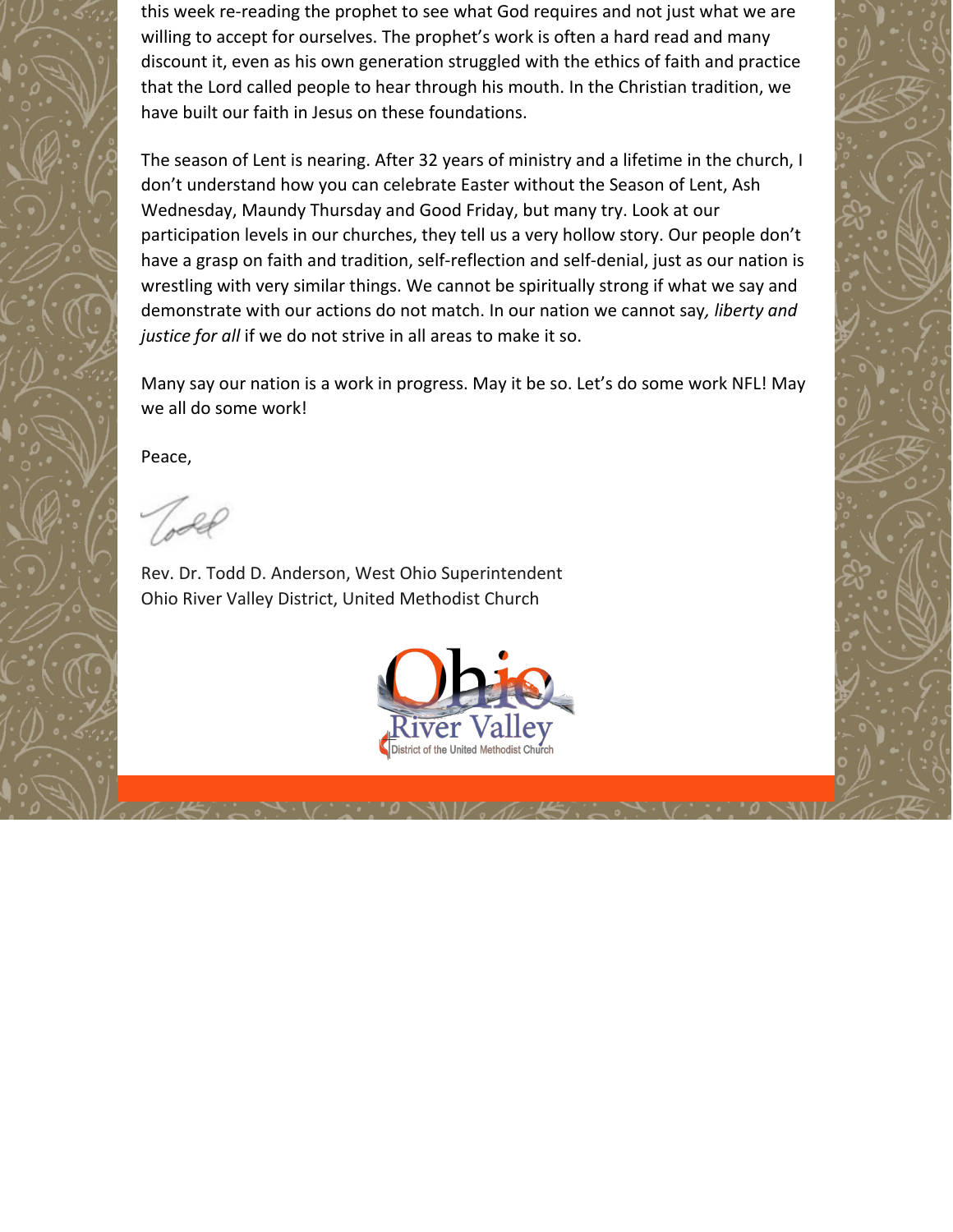this week re-reading the prophet to see what God requires and not just what we are willing to accept for ourselves. The prophet's work is often a hard read and many discount it, even as his own generation struggled with the ethics of faith and practice that the Lord called people to hear through his mouth. In the Christian tradition, we have built our faith in Jesus on these foundations.

The season of Lent is nearing. After 32 years of ministry and a lifetime in the church, I don't understand how you can celebrate Easter without the Season of Lent, Ash Wednesday, Maundy Thursday and Good Friday, but many try. Look at our participation levels in our churches, they tell us a very hollow story. Our people don't have a grasp on faith and tradition, self-reflection and self-denial, just as our nation is wrestling with very similar things. We cannot be spiritually strong if what we say and demonstrate with our actions do not match. In our nation we cannot say*, liberty and justice for all* if we do not strive in all areas to make it so.

Many say our nation is a work in progress. May it be so. Let's do some work NFL! May we all do some work!

Peace,

Todd

Rev. Dr. Todd D. Anderson, West Ohio Superintendent
Ohio River Valley District, United Methodist Church

Ohio River Valley
District of the United Methodist Church